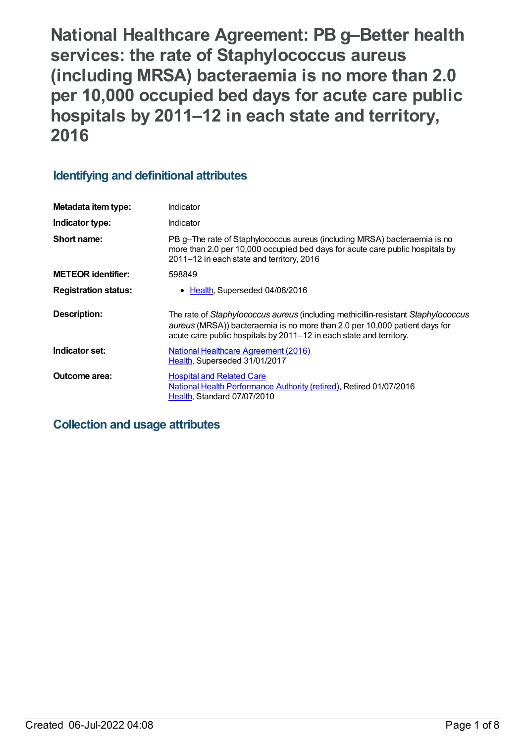# National Healthcare Agreement: PB g–Better health services: the rate of Staphylococcus aureus (including MRSA) bacteraemia is no more than 2.0 per 10,000 occupied bed days for acute care public hospitals by 2011–12 in each state and territory, 2016

## Identifying and definitional attributes

| | |
|---|---|
| **Metadata item type:** | Indicator |
| **Indicator type:** | Indicator |
| **Short name:** | PB g–The rate of Staphylococcus aureus (including MRSA) bacteraemia is no more than 2.0 per 10,000 occupied bed days for acute care public hospitals by 2011–12 in each state and territory, 2016 |
| **METEOR identifier:** | 598849 |
| **Registration status:** | • Health, Superseded 04/08/2016 |
| **Description:** | The rate of *Staphylococcus aureus* (including methicillin-resistant *Staphylococcus aureus* (MRSA)) bacteraemia is no more than 2.0 per 10,000 patient days for acute care public hospitals by 2011–12 in each state and territory. |
| **Indicator set:** | National Healthcare Agreement (2016)<br>Health, Superseded 31/01/2017 |
| **Outcome area:** | Hospital and Related Care<br>National Health Performance Authority (retired), Retired 01/07/2016<br>Health, Standard 07/07/2010 |

## Collection and usage attributes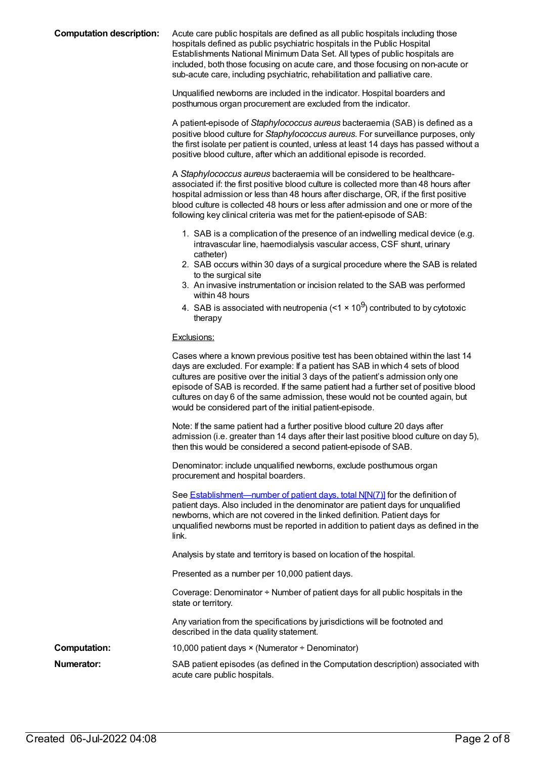**Computation description:** Acute care public hospitals are defined as all public hospitals including those hospitals defined as public psychiatric hospitals in the Public Hospital Establishments National Minimum Data Set. All types of public hospitals are included, both those focusing on acute care, and those focusing on non-acute or sub-acute care, including psychiatric, rehabilitation and palliative care.

Unqualified newborns are included in the indicator. Hospital boarders and posthumous organ procurement are excluded from the indicator.

A patient-episode of *Staphylococcus aureus* bacteraemia (SAB) is defined as a positive blood culture for *Staphylococcus aureus*. For surveillance purposes, only the first isolate per patient is counted, unless at least 14 days has passed without a positive blood culture, after which an additional episode is recorded.

A *Staphylococcus aureus* bacteraemia will be considered to be healthcare-associated if: the first positive blood culture is collected more than 48 hours after hospital admission or less than 48 hours after discharge, OR, if the first positive blood culture is collected 48 hours or less after admission and one or more of the following key clinical criteria was met for the patient-episode of SAB:

1. SAB is a complication of the presence of an indwelling medical device (e.g. intravascular line, haemodialysis vascular access, CSF shunt, urinary catheter)
2. SAB occurs within 30 days of a surgical procedure where the SAB is related to the surgical site
3. An invasive instrumentation or incision related to the SAB was performed within 48 hours
4. SAB is associated with neutropenia ($<1 \times 10^9$) contributed to by cytotoxic therapy

Exclusions:

Cases where a known previous positive test has been obtained within the last 14 days are excluded. For example: If a patient has SAB in which 4 sets of blood cultures are positive over the initial 3 days of the patient's admission only one episode of SAB is recorded. If the same patient had a further set of positive blood cultures on day 6 of the same admission, these would not be counted again, but would be considered part of the initial patient-episode.

Note: If the same patient had a further positive blood culture 20 days after admission (i.e. greater than 14 days after their last positive blood culture on day 5), then this would be considered a second patient-episode of SAB.

Denominator: include unqualified newborns, exclude posthumous organ procurement and hospital boarders.

See Establishment—number of patient days, total N[N(7)] for the definition of patient days. Also included in the denominator are patient days for unqualified newborns, which are not covered in the linked definition. Patient days for unqualified newborns must be reported in addition to patient days as defined in the link.

Analysis by state and territory is based on location of the hospital.

Presented as a number per 10,000 patient days.

Coverage: Denominator ÷ Number of patient days for all public hospitals in the state or territory.

Any variation from the specifications by jurisdictions will be footnoted and described in the data quality statement.

**Computation:** 10,000 patient days × (Numerator ÷ Denominator)

**Numerator:** SAB patient episodes (as defined in the Computation description) associated with acute care public hospitals.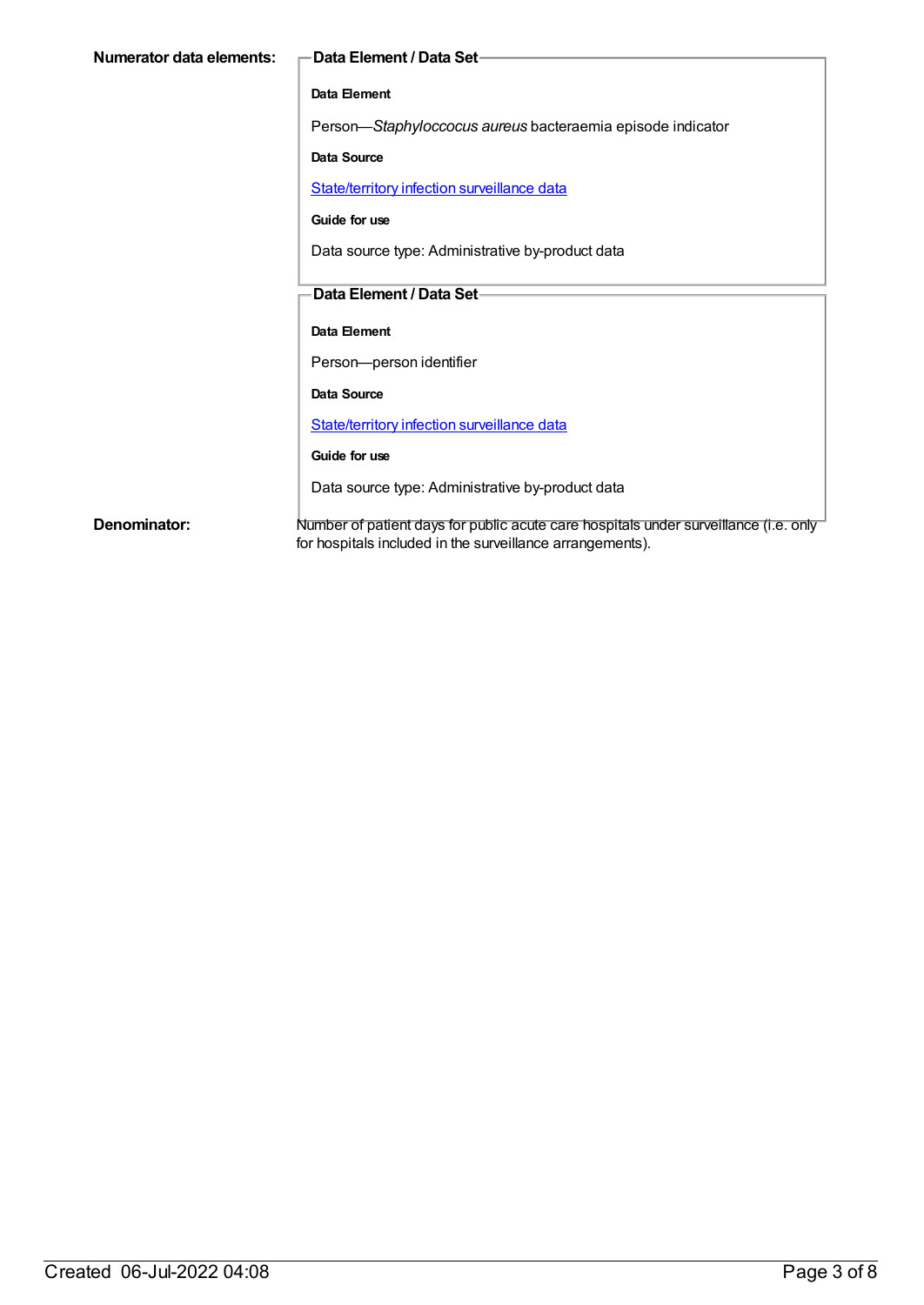**Numerator data elements:**

**Data Element / Data Set**

**Data Element**

Person—*Staphyloccocus aureus* bacteraemia episode indicator

**Data Source**

State/territory infection surveillance data

**Guide for use**

Data source type: Administrative by-product data

**Data Element / Data Set**

**Data Element**

Person—person identifier

**Data Source**

State/territory infection surveillance data

**Guide for use**

Data source type: Administrative by-product data

**Denominator:**

Number of patient days for public acute care hospitals under surveillance (i.e. only for hospitals included in the surveillance arrangements).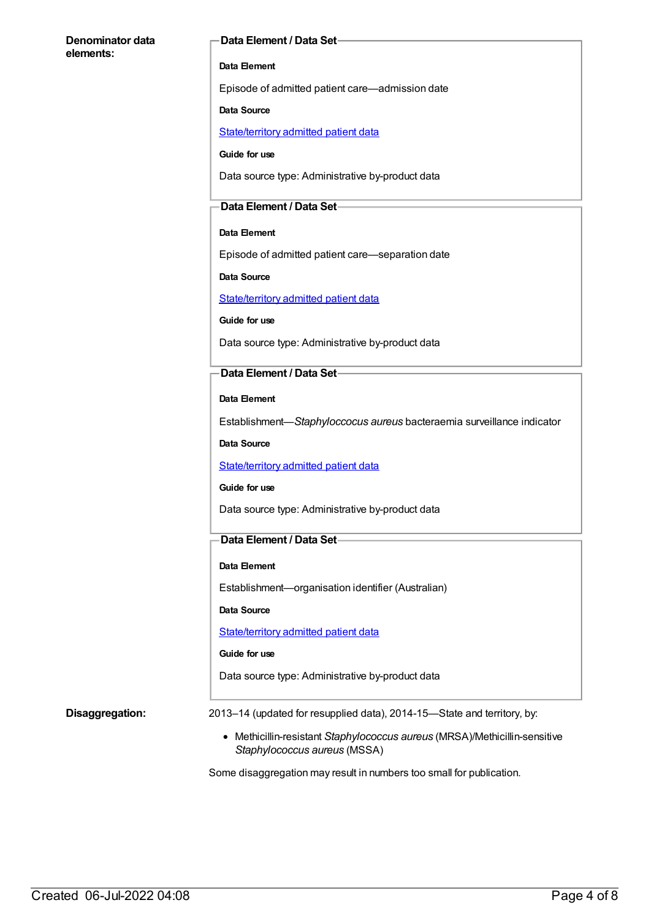**Denominator data elements:**

**Data Element / Data Set**

**Data Element**

Episode of admitted patient care—admission date

**Data Source**

State/territory admitted patient data

**Guide for use**

Data source type: Administrative by-product data

**Data Element / Data Set**

**Data Element**

Episode of admitted patient care—separation date

**Data Source**

State/territory admitted patient data

**Guide for use**

Data source type: Administrative by-product data

**Data Element / Data Set**

**Data Element**

Establishment—*Staphyloccocus aureus* bacteraemia surveillance indicator

**Data Source**

State/territory admitted patient data

**Guide for use**

Data source type: Administrative by-product data

**Data Element / Data Set**

**Data Element**

Establishment—organisation identifier (Australian)

**Data Source**

State/territory admitted patient data

**Guide for use**

Data source type: Administrative by-product data

**Disaggregation:**

2013–14 (updated for resupplied data), 2014-15—State and territory, by:

- Methicillin-resistant *Staphylococcus aureus* (MRSA)/Methicillin-sensitive *Staphylococcus aureus* (MSSA)

Some disaggregation may result in numbers too small for publication.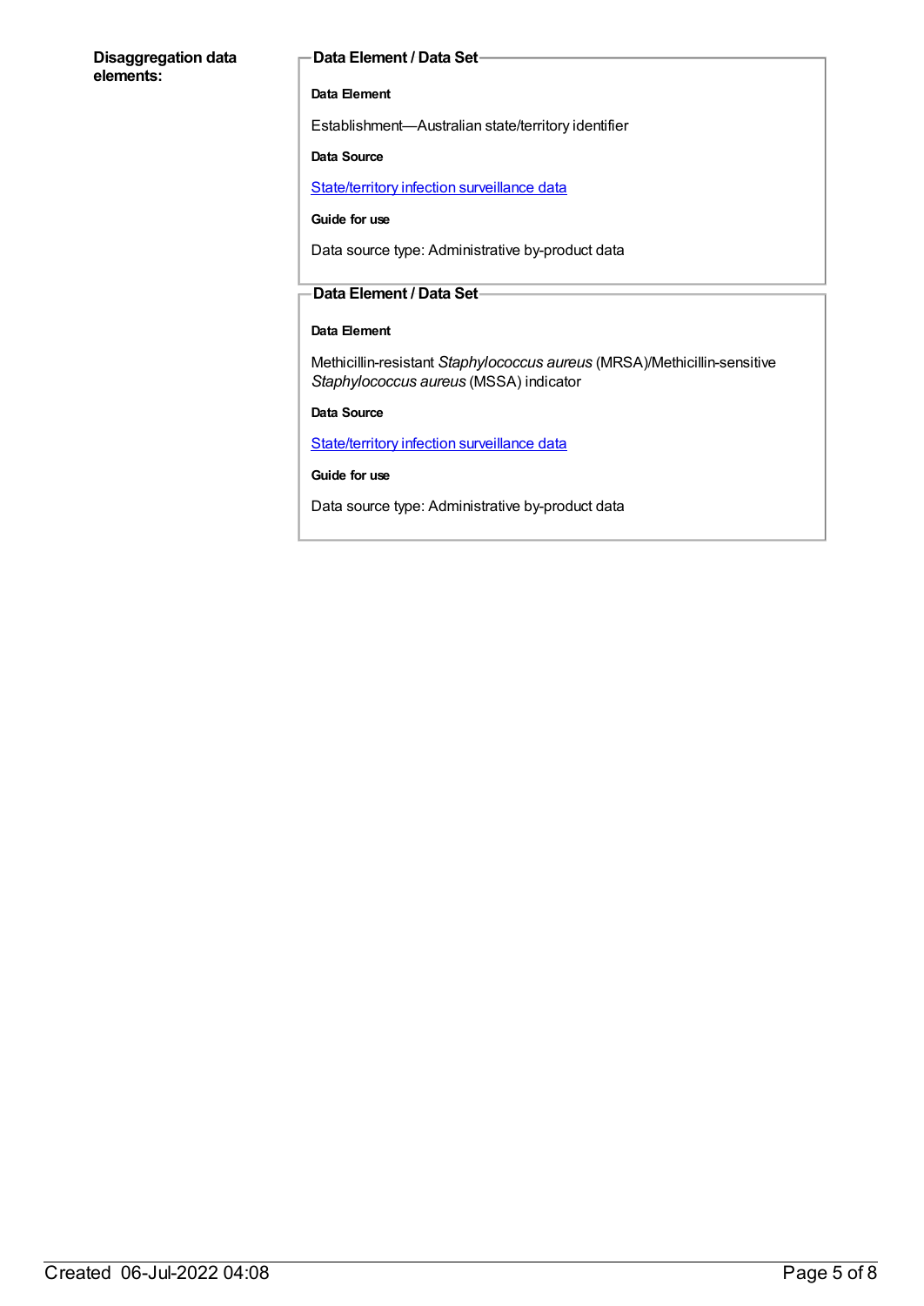**Disaggregation data elements:**

**Data Element / Data Set**

**Data Element**

Establishment—Australian state/territory identifier

**Data Source**

[State/territory infection surveillance data]

**Guide for use**

Data source type: Administrative by-product data

**Data Element / Data Set**

**Data Element**

Methicillin-resistant *Staphylococcus aureus* (MRSA)/Methicillin-sensitive *Staphylococcus aureus* (MSSA) indicator

**Data Source**

[State/territory infection surveillance data]

**Guide for use**

Data source type: Administrative by-product data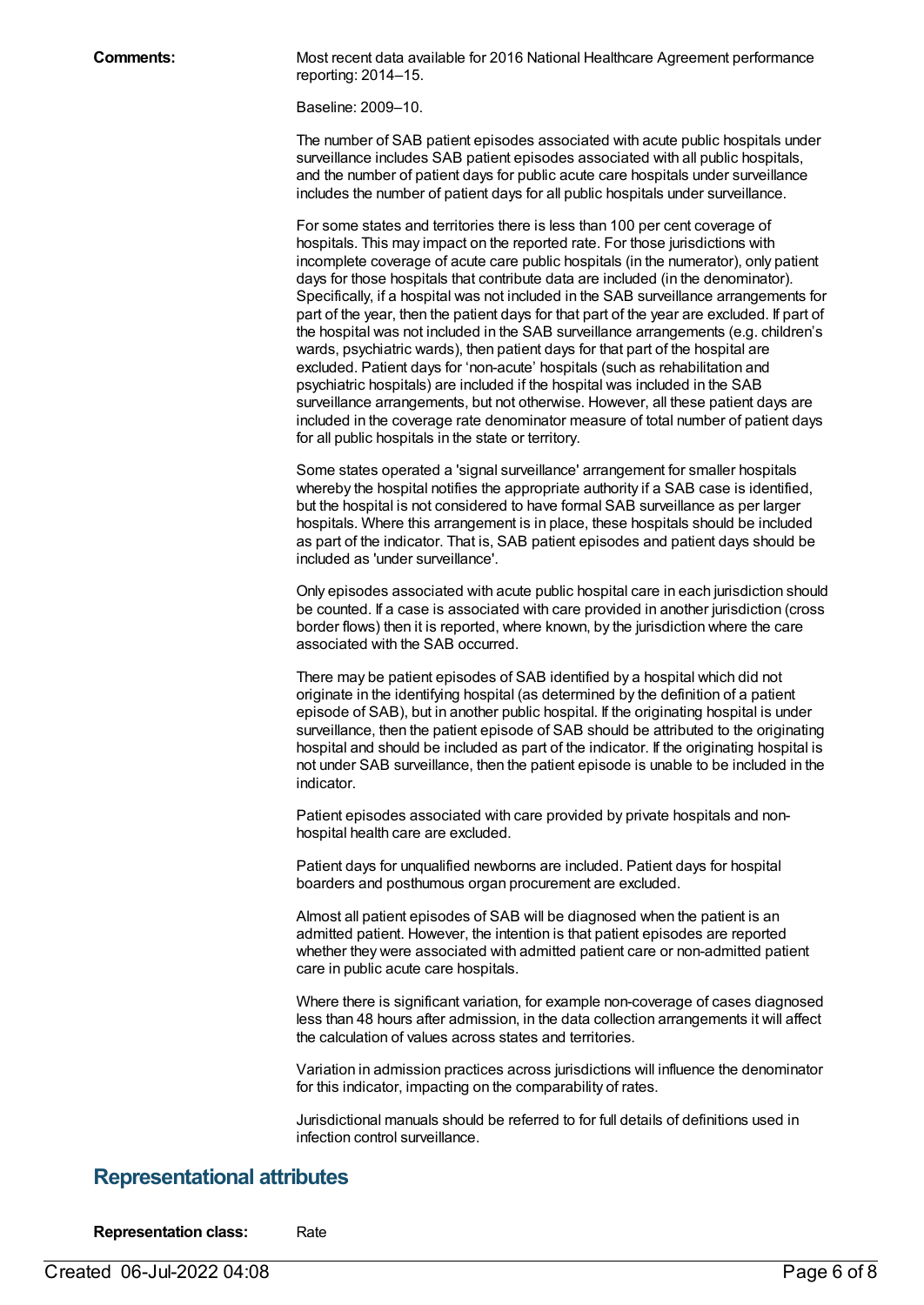**Comments:** Most recent data available for 2016 National Healthcare Agreement performance reporting: 2014–15.

Baseline: 2009–10.

The number of SAB patient episodes associated with acute public hospitals under surveillance includes SAB patient episodes associated with all public hospitals, and the number of patient days for public acute care hospitals under surveillance includes the number of patient days for all public hospitals under surveillance.

For some states and territories there is less than 100 per cent coverage of hospitals. This may impact on the reported rate. For those jurisdictions with incomplete coverage of acute care public hospitals (in the numerator), only patient days for those hospitals that contribute data are included (in the denominator). Specifically, if a hospital was not included in the SAB surveillance arrangements for part of the year, then the patient days for that part of the year are excluded. If part of the hospital was not included in the SAB surveillance arrangements (e.g. children's wards, psychiatric wards), then patient days for that part of the hospital are excluded. Patient days for 'non-acute' hospitals (such as rehabilitation and psychiatric hospitals) are included if the hospital was included in the SAB surveillance arrangements, but not otherwise. However, all these patient days are included in the coverage rate denominator measure of total number of patient days for all public hospitals in the state or territory.

Some states operated a 'signal surveillance' arrangement for smaller hospitals whereby the hospital notifies the appropriate authority if a SAB case is identified, but the hospital is not considered to have formal SAB surveillance as per larger hospitals. Where this arrangement is in place, these hospitals should be included as part of the indicator. That is, SAB patient episodes and patient days should be included as 'under surveillance'.

Only episodes associated with acute public hospital care in each jurisdiction should be counted. If a case is associated with care provided in another jurisdiction (cross border flows) then it is reported, where known, by the jurisdiction where the care associated with the SAB occurred.

There may be patient episodes of SAB identified by a hospital which did not originate in the identifying hospital (as determined by the definition of a patient episode of SAB), but in another public hospital. If the originating hospital is under surveillance, then the patient episode of SAB should be attributed to the originating hospital and should be included as part of the indicator. If the originating hospital is not under SAB surveillance, then the patient episode is unable to be included in the indicator.

Patient episodes associated with care provided by private hospitals and non-hospital health care are excluded.

Patient days for unqualified newborns are included. Patient days for hospital boarders and posthumous organ procurement are excluded.

Almost all patient episodes of SAB will be diagnosed when the patient is an admitted patient. However, the intention is that patient episodes are reported whether they were associated with admitted patient care or non-admitted patient care in public acute care hospitals.

Where there is significant variation, for example non-coverage of cases diagnosed less than 48 hours after admission, in the data collection arrangements it will affect the calculation of values across states and territories.

Variation in admission practices across jurisdictions will influence the denominator for this indicator, impacting on the comparability of rates.

Jurisdictional manuals should be referred to for full details of definitions used in infection control surveillance.

## Representational attributes

**Representation class:** Rate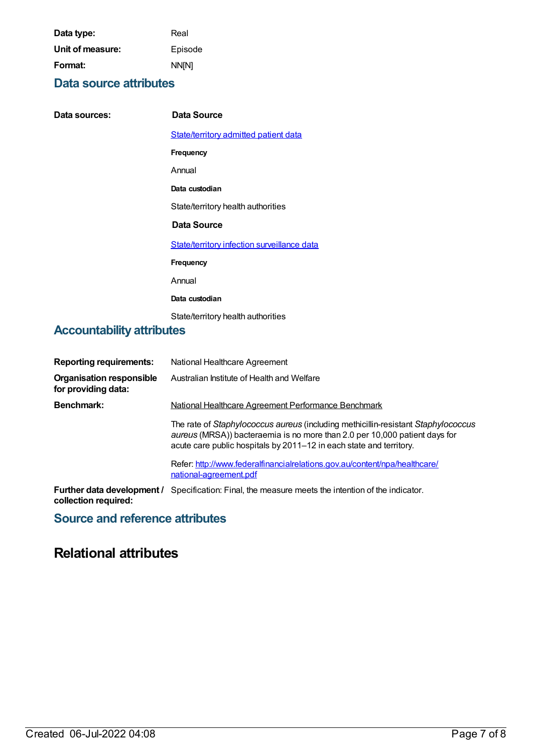**Data type:** Real

**Unit of measure:** Episode

**Format:** NN[N]

## Data source attributes

**Data sources:**

**Data Source**

State/territory admitted patient data

**Frequency**

Annual

**Data custodian**

State/territory health authorities

**Data Source**

State/territory infection surveillance data

**Frequency**

Annual

**Data custodian**

State/territory health authorities

## Accountability attributes

**Reporting requirements:** National Healthcare Agreement

**Organisation responsible for providing data:** Australian Institute of Health and Welfare

**Benchmark:** National Healthcare Agreement Performance Benchmark

The rate of *Staphylococcus aureus* (including methicillin-resistant *Staphylococcus aureus* (MRSA)) bacteraemia is no more than 2.0 per 10,000 patient days for acute care public hospitals by 2011–12 in each state and territory.

Refer: http://www.federalfinancialrelations.gov.au/content/npa/healthcare/national-agreement.pdf

**Further data development / collection required:** Specification: Final, the measure meets the intention of the indicator.

## Source and reference attributes

# Relational attributes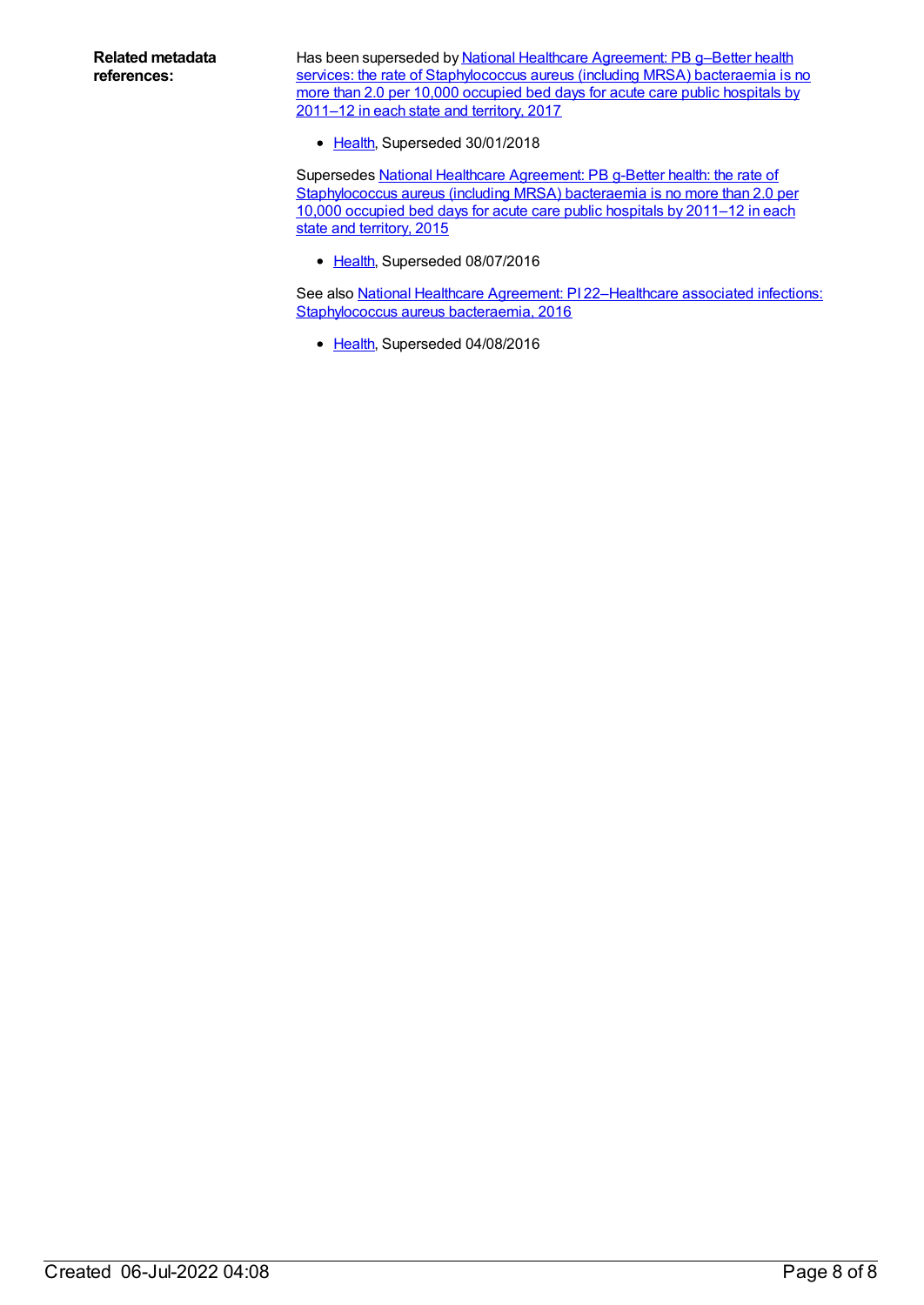**Related metadata references:**

Has been superseded by National Healthcare Agreement: PB g–Better health services: the rate of Staphylococcus aureus (including MRSA) bacteraemia is no more than 2.0 per 10,000 occupied bed days for acute care public hospitals by 2011–12 in each state and territory, 2017

- Health, Superseded 30/01/2018

Supersedes National Healthcare Agreement: PB g-Better health: the rate of Staphylococcus aureus (including MRSA) bacteraemia is no more than 2.0 per 10,000 occupied bed days for acute care public hospitals by 2011–12 in each state and territory, 2015

- Health, Superseded 08/07/2016

See also National Healthcare Agreement: PI 22–Healthcare associated infections: Staphylococcus aureus bacteraemia, 2016

- Health, Superseded 04/08/2016